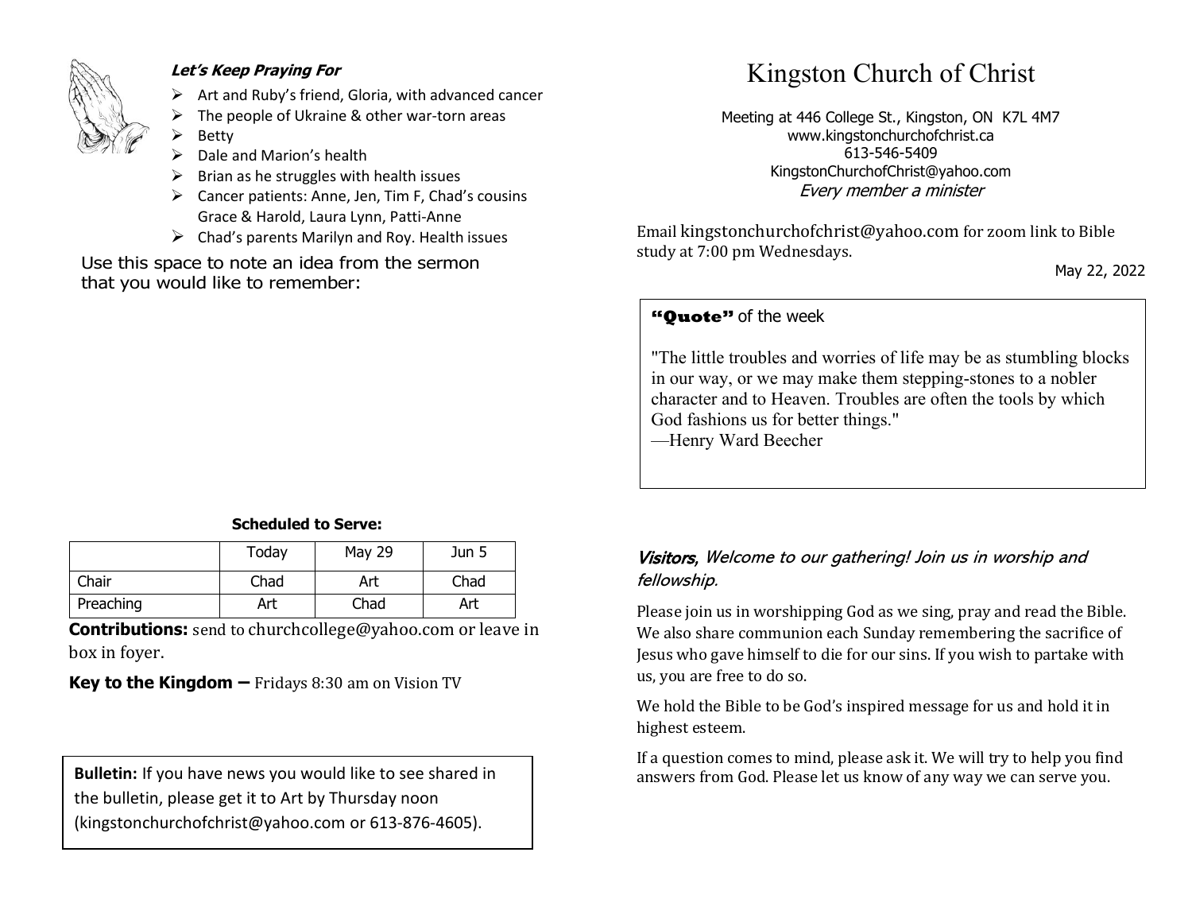# Kingston Church of Christ

Meeting at 446 College St., Kingston, ON K7L 4M7
www.kingstonchurchofchrist.ca
613-546-5409
KingstonChurchofChrist@yahoo.com
*Every member a minister*

Email kingstonchurchofchrist@yahoo.com for zoom link to Bible study at 7:00 pm Wednesdays.

May 22, 2022

**"Quote"** of the week

"The little troubles and worries of life may be as stumbling blocks in our way, or we may make them stepping-stones to a nobler character and to Heaven. Troubles are often the tools by which God fashions us for better things."
—Henry Ward Beecher

*Visitors, Welcome to our gathering! Join us in worship and fellowship.*

Please join us in worshipping God as we sing, pray and read the Bible. We also share communion each Sunday remembering the sacrifice of Jesus who gave himself to die for our sins. If you wish to partake with us, you are free to do so.

We hold the Bible to be God's inspired message for us and hold it in highest esteem.

If a question comes to mind, please ask it. We will try to help you find answers from God. Please let us know of any way we can serve you.

***Let's Keep Praying For***

- Art and Ruby's friend, Gloria, with advanced cancer
- The people of Ukraine & other war-torn areas
- Betty
- Dale and Marion's health
- Brian as he struggles with health issues
- Cancer patients: Anne, Jen, Tim F, Chad's cousins Grace & Harold, Laura Lynn, Patti-Anne
- Chad's parents Marilyn and Roy. Health issues

Use this space to note an idea from the sermon that you would like to remember:

**Scheduled to Serve:**

| | Today | May 29 | Jun 5 |
|---|---|---|---|
| Chair | Chad | Art | Chad |
| Preaching | Art | Chad | Art |

**Contributions:** send to churchcollege@yahoo.com or leave in box in foyer.

**Key to the Kingdom –** Fridays 8:30 am on Vision TV

**Bulletin:** If you have news you would like to see shared in the bulletin, please get it to Art by Thursday noon (kingstonchurchofchrist@yahoo.com or 613-876-4605).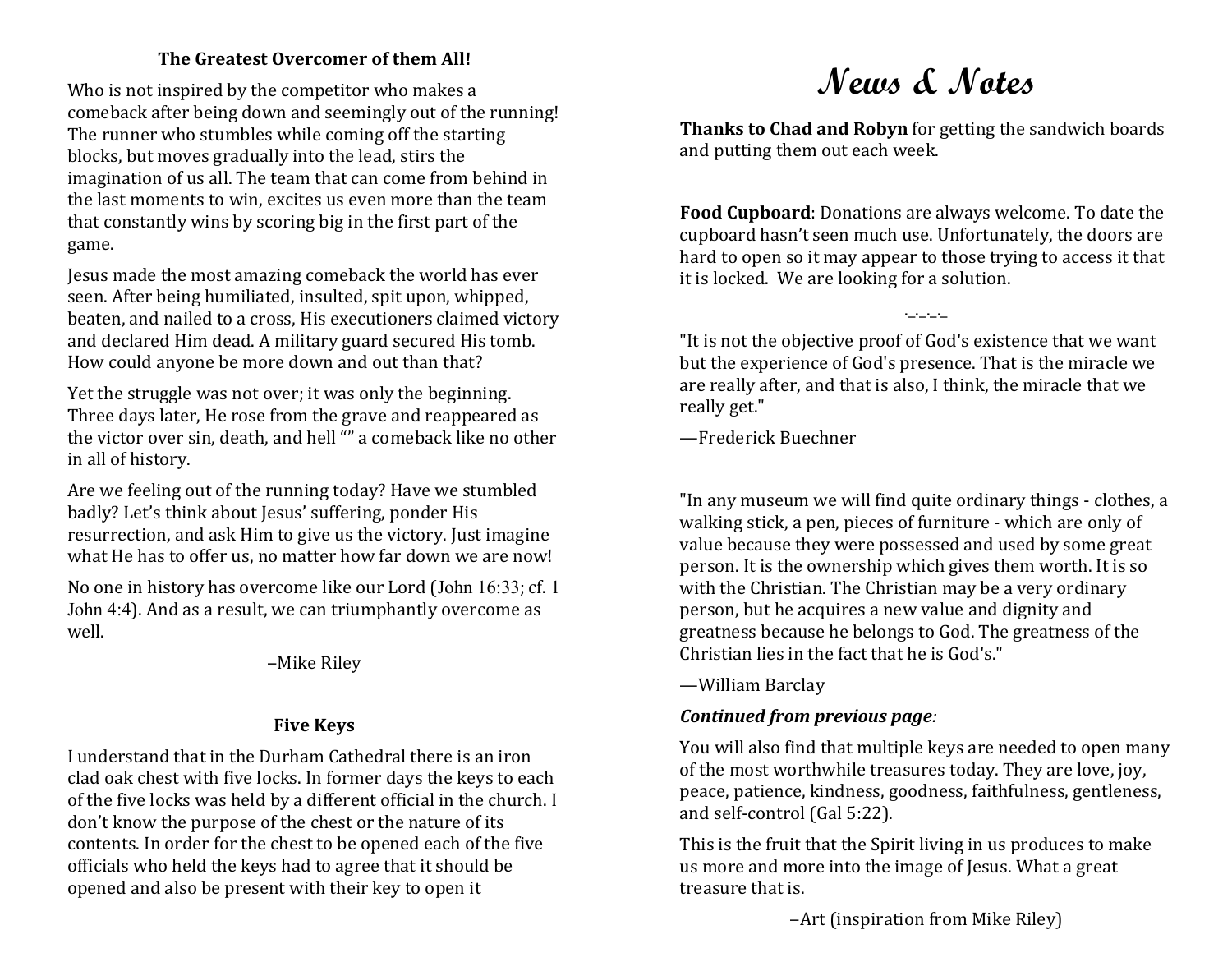### The Greatest Overcomer of them All!

Who is not inspired by the competitor who makes a comeback after being down and seemingly out of the running! The runner who stumbles while coming off the starting blocks, but moves gradually into the lead, stirs the imagination of us all. The team that can come from behind in the last moments to win, excites us even more than the team that constantly wins by scoring big in the first part of the game.

Jesus made the most amazing comeback the world has ever seen. After being humiliated, insulted, spit upon, whipped, beaten, and nailed to a cross, His executioners claimed victory and declared Him dead. A military guard secured His tomb. How could anyone be more down and out than that?

Yet the struggle was not over; it was only the beginning. Three days later, He rose from the grave and reappeared as the victor over sin, death, and hell "" a comeback like no other in all of history.

Are we feeling out of the running today? Have we stumbled badly? Let's think about Jesus' suffering, ponder His resurrection, and ask Him to give us the victory. Just imagine what He has to offer us, no matter how far down we are now!

No one in history has overcome like our Lord (John 16:33; cf. 1 John 4:4). And as a result, we can triumphantly overcome as well.

–Mike Riley

### Five Keys

I understand that in the Durham Cathedral there is an iron clad oak chest with five locks. In former days the keys to each of the five locks was held by a different official in the church. I don't know the purpose of the chest or the nature of its contents. In order for the chest to be opened each of the five officials who held the keys had to agree that it should be opened and also be present with their key to open it

# *News & Notes*

**Thanks to Chad and Robyn** for getting the sandwich boards and putting them out each week.

**Food Cupboard**: Donations are always welcome. To date the cupboard hasn't seen much use. Unfortunately, the doors are hard to open so it may appear to those trying to access it that it is locked. We are looking for a solution.

.\_.\_.\_.\_

"It is not the objective proof of God's existence that we want but the experience of God's presence. That is the miracle we are really after, and that is also, I think, the miracle that we really get."

—Frederick Buechner

"In any museum we will find quite ordinary things - clothes, a walking stick, a pen, pieces of furniture - which are only of value because they were possessed and used by some great person. It is the ownership which gives them worth. It is so with the Christian. The Christian may be a very ordinary person, but he acquires a new value and dignity and greatness because he belongs to God. The greatness of the Christian lies in the fact that he is God's."

—William Barclay

***Continued from previous page:***

You will also find that multiple keys are needed to open many of the most worthwhile treasures today. They are love, joy, peace, patience, kindness, goodness, faithfulness, gentleness, and self-control (Gal 5:22).

This is the fruit that the Spirit living in us produces to make us more and more into the image of Jesus. What a great treasure that is.

–Art (inspiration from Mike Riley)